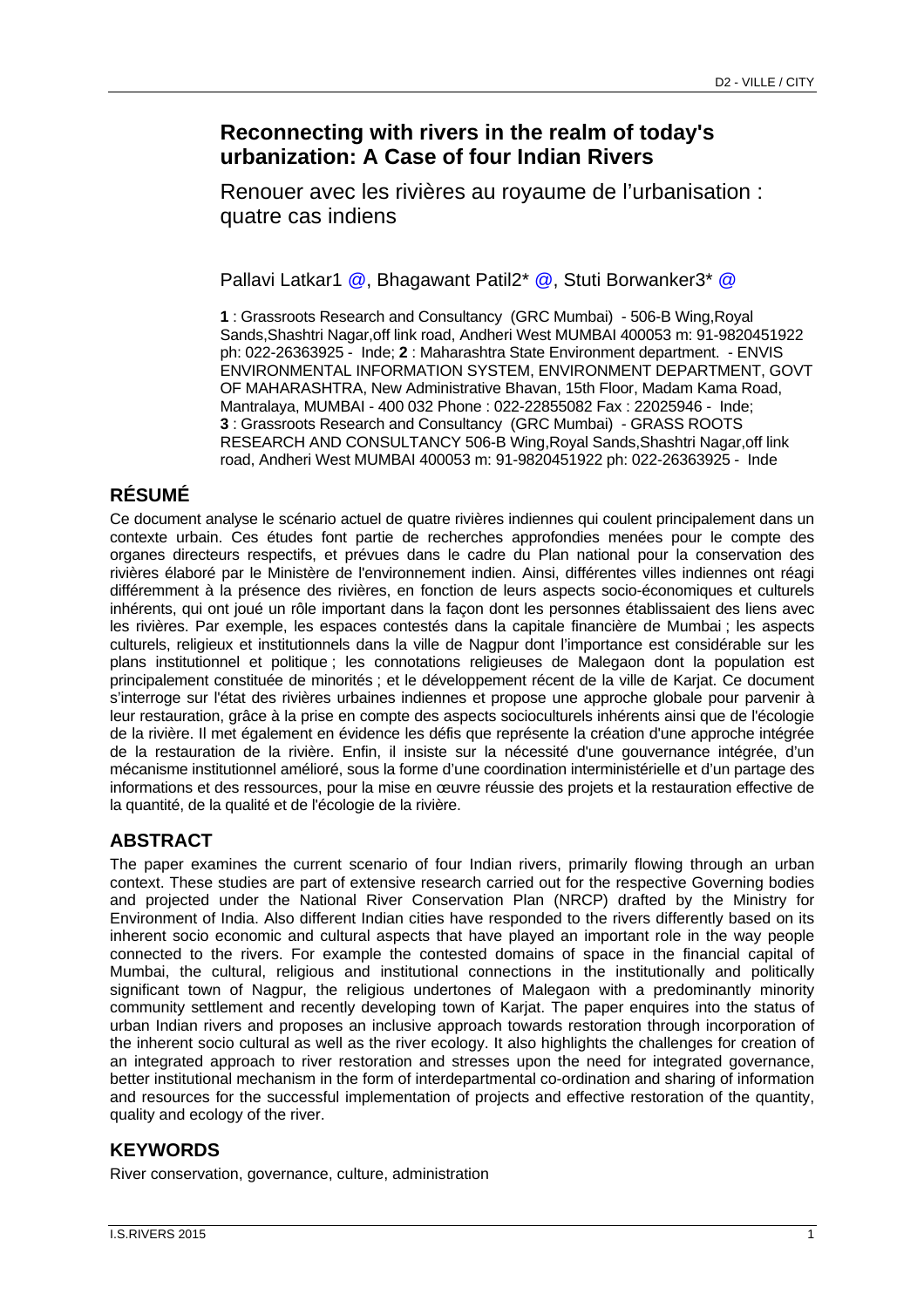# Reconnecting with rivers in the realm of today's urbanization: A Case of four Indian Rivers

Renouer avec les rivières au royaume de l'urbanisation : quatre cas indiens

Pallavi Latkar1 @, Bhagawant Patil2* @, Stuti Borwanker3* @

**1** : Grassroots Research and Consultancy (GRC Mumbai) - 506-B Wing,Royal Sands,Shashtri Nagar,off link road, Andheri West MUMBAI 400053 m: 91-9820451922 ph: 022-26363925 - Inde; **2** : Maharashtra State Environment department. - ENVIS ENVIRONMENTAL INFORMATION SYSTEM, ENVIRONMENT DEPARTMENT, GOVT OF MAHARASHTRA, New Administrative Bhavan, 15th Floor, Madam Kama Road, Mantralaya, MUMBAI - 400 032 Phone : 022-22855082 Fax : 22025946 - Inde; **3** : Grassroots Research and Consultancy (GRC Mumbai) - GRASS ROOTS RESEARCH AND CONSULTANCY 506-B Wing,Royal Sands,Shashtri Nagar,off link road, Andheri West MUMBAI 400053 m: 91-9820451922 ph: 022-26363925 - Inde

## RÉSUMÉ

Ce document analyse le scénario actuel de quatre rivières indiennes qui coulent principalement dans un contexte urbain. Ces études font partie de recherches approfondies menées pour le compte des organes directeurs respectifs, et prévues dans le cadre du Plan national pour la conservation des rivières élaboré par le Ministère de l'environnement indien. Ainsi, différentes villes indiennes ont réagi différemment à la présence des rivières, en fonction de leurs aspects socio-économiques et culturels inhérents, qui ont joué un rôle important dans la façon dont les personnes établissaient des liens avec les rivières. Par exemple, les espaces contestés dans la capitale financière de Mumbai ; les aspects culturels, religieux et institutionnels dans la ville de Nagpur dont l'importance est considérable sur les plans institutionnel et politique ; les connotations religieuses de Malegaon dont la population est principalement constituée de minorités ; et le développement récent de la ville de Karjat. Ce document s'interroge sur l'état des rivières urbaines indiennes et propose une approche globale pour parvenir à leur restauration, grâce à la prise en compte des aspects socioculturels inhérents ainsi que de l'écologie de la rivière. Il met également en évidence les défis que représente la création d'une approche intégrée de la restauration de la rivière. Enfin, il insiste sur la nécessité d'une gouvernance intégrée, d'un mécanisme institutionnel amélioré, sous la forme d'une coordination interministérielle et d'un partage des informations et des ressources, pour la mise en œuvre réussie des projets et la restauration effective de la quantité, de la qualité et de l'écologie de la rivière.

## ABSTRACT

The paper examines the current scenario of four Indian rivers, primarily flowing through an urban context. These studies are part of extensive research carried out for the respective Governing bodies and projected under the National River Conservation Plan (NRCP) drafted by the Ministry for Environment of India. Also different Indian cities have responded to the rivers differently based on its inherent socio economic and cultural aspects that have played an important role in the way people connected to the rivers. For example the contested domains of space in the financial capital of Mumbai, the cultural, religious and institutional connections in the institutionally and politically significant town of Nagpur, the religious undertones of Malegaon with a predominantly minority community settlement and recently developing town of Karjat. The paper enquires into the status of urban Indian rivers and proposes an inclusive approach towards restoration through incorporation of the inherent socio cultural as well as the river ecology. It also highlights the challenges for creation of an integrated approach to river restoration and stresses upon the need for integrated governance, better institutional mechanism in the form of interdepartmental co-ordination and sharing of information and resources for the successful implementation of projects and effective restoration of the quantity, quality and ecology of the river.

## KEYWORDS

River conservation, governance, culture, administration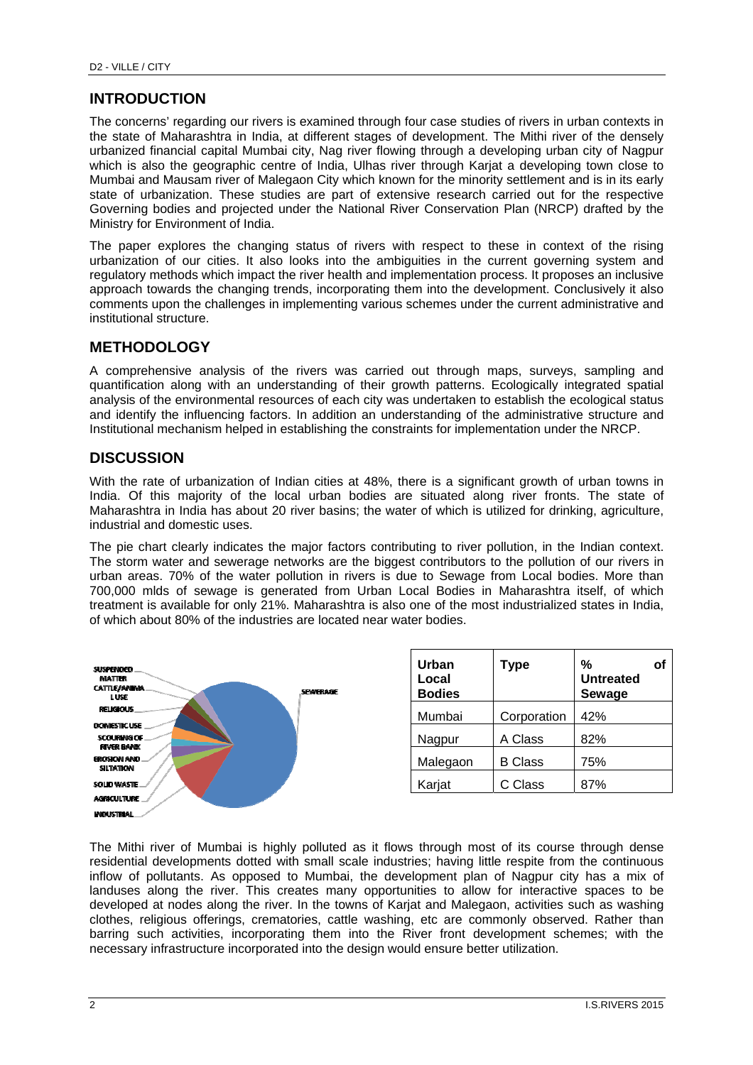## INTRODUCTION

The concerns' regarding our rivers is examined through four case studies of rivers in urban contexts in the state of Maharashtra in India, at different stages of development. The Mithi river of the densely urbanized financial capital Mumbai city, Nag river flowing through a developing urban city of Nagpur which is also the geographic centre of India, Ulhas river through Karjat a developing town close to Mumbai and Mausam river of Malegaon City which known for the minority settlement and is in its early state of urbanization. These studies are part of extensive research carried out for the respective Governing bodies and projected under the National River Conservation Plan (NRCP) drafted by the Ministry for Environment of India.

The paper explores the changing status of rivers with respect to these in context of the rising urbanization of our cities. It also looks into the ambiguities in the current governing system and regulatory methods which impact the river health and implementation process. It proposes an inclusive approach towards the changing trends, incorporating them into the development. Conclusively it also comments upon the challenges in implementing various schemes under the current administrative and institutional structure.

## METHODOLOGY

A comprehensive analysis of the rivers was carried out through maps, surveys, sampling and quantification along with an understanding of their growth patterns. Ecologically integrated spatial analysis of the environmental resources of each city was undertaken to establish the ecological status and identify the influencing factors. In addition an understanding of the administrative structure and Institutional mechanism helped in establishing the constraints for implementation under the NRCP.

## DISCUSSION

With the rate of urbanization of Indian cities at 48%, there is a significant growth of urban towns in India. Of this majority of the local urban bodies are situated along river fronts. The state of Maharashtra in India has about 20 river basins; the water of which is utilized for drinking, agriculture, industrial and domestic uses.

The pie chart clearly indicates the major factors contributing to river pollution, in the Indian context. The storm water and sewerage networks are the biggest contributors to the pollution of our rivers in urban areas. 70% of the water pollution in rivers is due to Sewage from Local bodies. More than 700,000 mlds of sewage is generated from Urban Local Bodies in Maharashtra itself, of which treatment is available for only 21%. Maharashtra is also one of the most industrialized states in India, of which about 80% of the industries are located near water bodies.

SUSPENDED MATTER, CATTLE/ANIMAL USE, RELIGIOUS, DOMESTIC USE, SCOURING OF RIVER BANK, EROSION AND SILTATION, SOLID WASTE, AGRICULTURE, INDUSTRIAL, SEWERAGE

| Urban Local Bodies | Type | % of Untreated Sewage |
|---|---|---|
| Mumbai | Corporation | 42% |
| Nagpur | A Class | 82% |
| Malegaon | B Class | 75% |
| Karjat | C Class | 87% |

The Mithi river of Mumbai is highly polluted as it flows through most of its course through dense residential developments dotted with small scale industries; having little respite from the continuous inflow of pollutants. As opposed to Mumbai, the development plan of Nagpur city has a mix of landuses along the river. This creates many opportunities to allow for interactive spaces to be developed at nodes along the river. In the towns of Karjat and Malegaon, activities such as washing clothes, religious offerings, crematories, cattle washing, etc are commonly observed. Rather than barring such activities, incorporating them into the River front development schemes; with the necessary infrastructure incorporated into the design would ensure better utilization.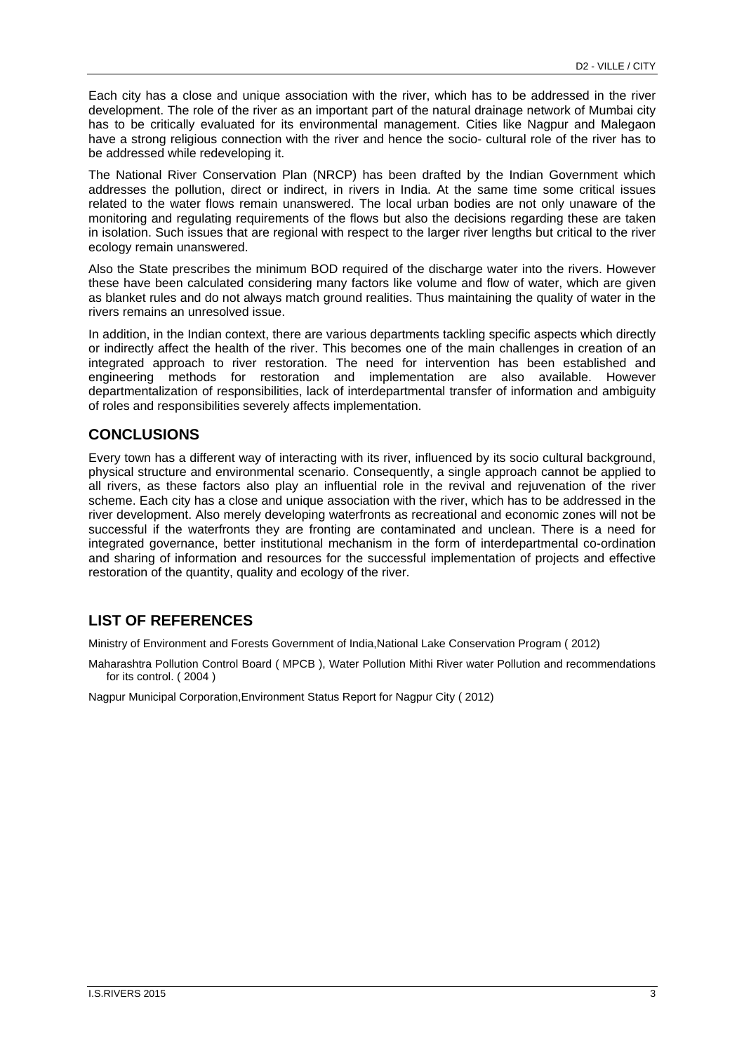Each city has a close and unique association with the river, which has to be addressed in the river development. The role of the river as an important part of the natural drainage network of Mumbai city has to be critically evaluated for its environmental management. Cities like Nagpur and Malegaon have a strong religious connection with the river and hence the socio- cultural role of the river has to be addressed while redeveloping it.

The National River Conservation Plan (NRCP) has been drafted by the Indian Government which addresses the pollution, direct or indirect, in rivers in India. At the same time some critical issues related to the water flows remain unanswered. The local urban bodies are not only unaware of the monitoring and regulating requirements of the flows but also the decisions regarding these are taken in isolation. Such issues that are regional with respect to the larger river lengths but critical to the river ecology remain unanswered.

Also the State prescribes the minimum BOD required of the discharge water into the rivers. However these have been calculated considering many factors like volume and flow of water, which are given as blanket rules and do not always match ground realities. Thus maintaining the quality of water in the rivers remains an unresolved issue.

In addition, in the Indian context, there are various departments tackling specific aspects which directly or indirectly affect the health of the river. This becomes one of the main challenges in creation of an integrated approach to river restoration. The need for intervention has been established and engineering methods for restoration and implementation are also available. However departmentalization of responsibilities, lack of interdepartmental transfer of information and ambiguity of roles and responsibilities severely affects implementation.

## CONCLUSIONS

Every town has a different way of interacting with its river, influenced by its socio cultural background, physical structure and environmental scenario. Consequently, a single approach cannot be applied to all rivers, as these factors also play an influential role in the revival and rejuvenation of the river scheme. Each city has a close and unique association with the river, which has to be addressed in the river development. Also merely developing waterfronts as recreational and economic zones will not be successful if the waterfronts they are fronting are contaminated and unclean. There is a need for integrated governance, better institutional mechanism in the form of interdepartmental co-ordination and sharing of information and resources for the successful implementation of projects and effective restoration of the quantity, quality and ecology of the river.

## LIST OF REFERENCES

Ministry of Environment and Forests Government of India,National Lake Conservation Program ( 2012)

Maharashtra Pollution Control Board ( MPCB ), Water Pollution Mithi River water Pollution and recommendations for its control. ( 2004 )

Nagpur Municipal Corporation,Environment Status Report for Nagpur City ( 2012)